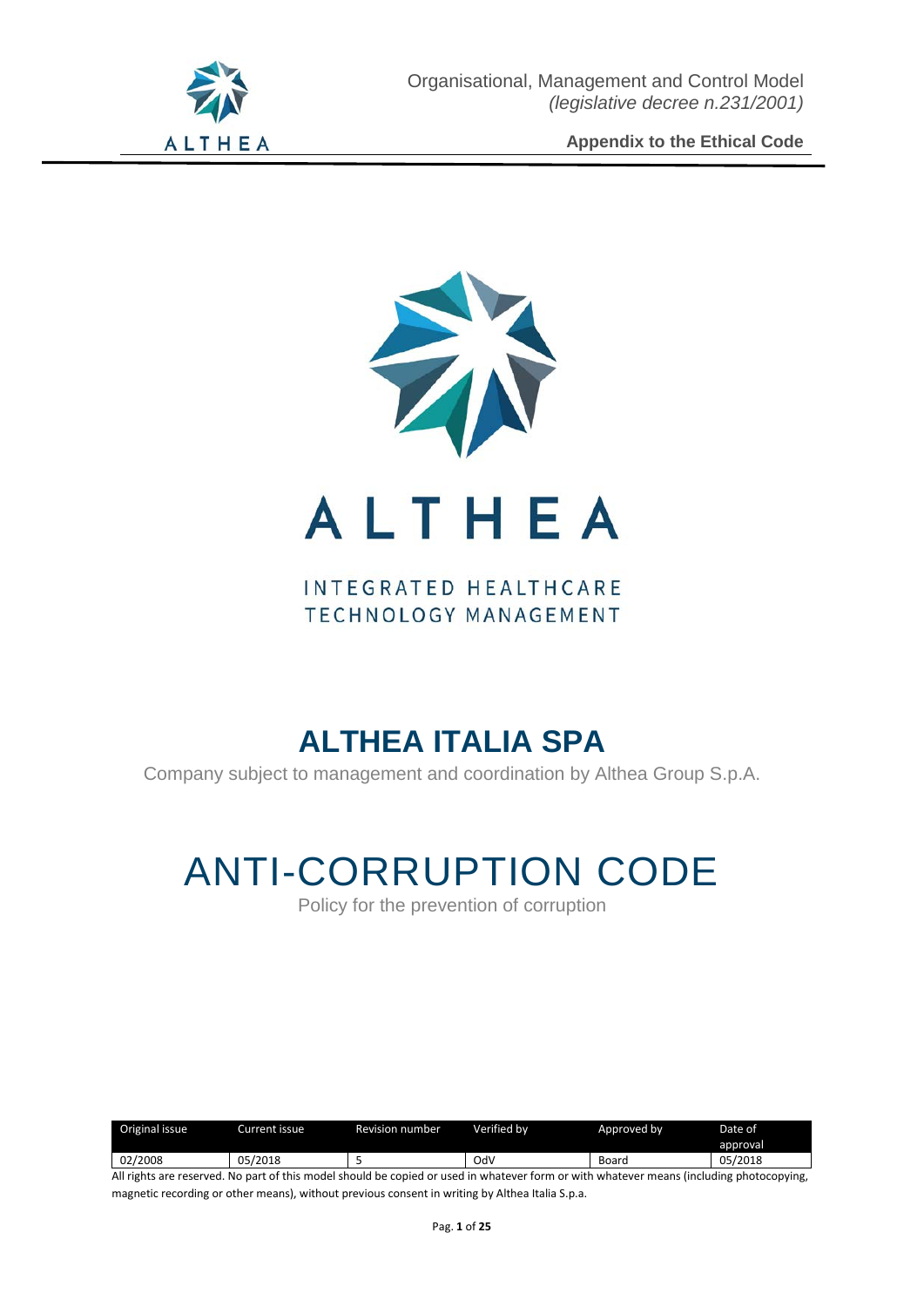ALTHEA

INTEGRATED HEALTHCARE
TECHNOLOGY MANAGEMENT

# ALTHEA ITALIA SPA

Company subject to management and coordination by Althea Group S.p.A.

# ANTI-CORRUPTION CODE

Policy for the prevention of corruption

| Original issue | Current issue | Revision number | Verified by | Approved by | Date of approval |
|---|---|---|---|---|---|
| 02/2008 | 05/2018 | 5 | OdV | Board | 05/2018 |

All rights are reserved. No part of this model should be copied or used in whatever form or with whatever means (including photocopying, magnetic recording or other means), without previous consent in writing by Althea Italia S.p.a.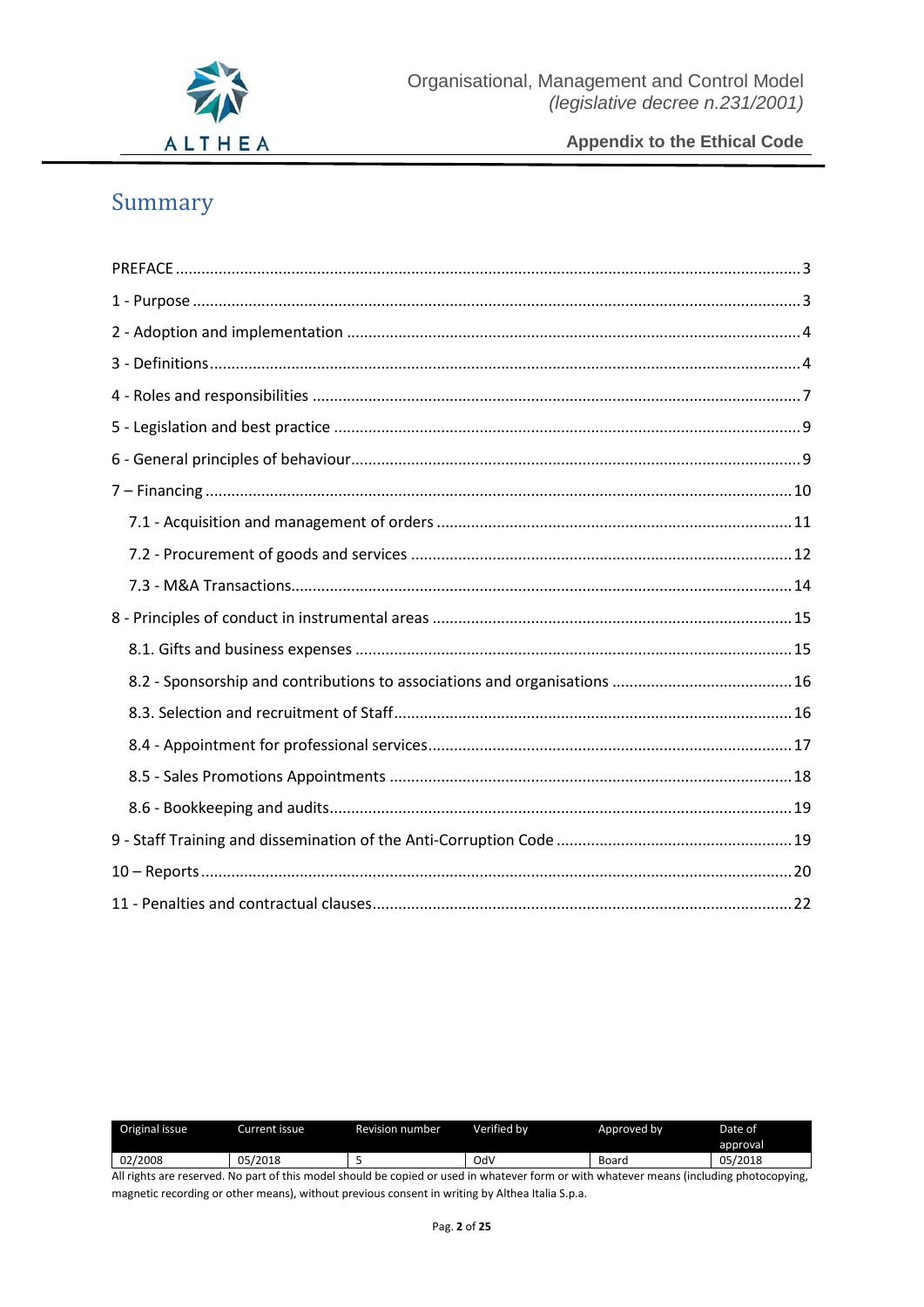# Summary

PREFACE ........................................................................................................................................ 3
1 - Purpose ...................................................................................................................................... 3
2 - Adoption and implementation .................................................................................................. 4
3 - Definitions .................................................................................................................................. 4
4 - Roles and responsibilities .......................................................................................................... 7
5 - Legislation and best practice ..................................................................................................... 9
6 - General principles of behaviour .................................................................................................. 9
7 – Financing .................................................................................................................................. 10
  7.1 - Acquisition and management of orders ............................................................................. 11
  7.2 - Procurement of goods and services ................................................................................... 12
  7.3 - M&A Transactions ............................................................................................................. 14
8 - Principles of conduct in instrumental areas .............................................................................. 15
  8.1. Gifts and business expenses ................................................................................................ 15
  8.2 - Sponsorship and contributions to associations and organisations .................................... 16
  8.3. Selection and recruitment of Staff ....................................................................................... 16
  8.4 - Appointment for professional services .............................................................................. 17
  8.5 - Sales Promotions Appointments ........................................................................................ 18
  8.6 - Bookkeeping and audits ..................................................................................................... 19
9 - Staff Training and dissemination of the Anti-Corruption Code ................................................. 19
10 – Reports ................................................................................................................................... 20
11 - Penalties and contractual clauses ........................................................................................... 22

| Original issue | Current issue | Revision number | Verified by | Approved by | Date of approval |
|---|---|---|---|---|---|
| 02/2008 | 05/2018 | 5 | OdV | Board | 05/2018 |

All rights are reserved. No part of this model should be copied or used in whatever form or with whatever means (including photocopying, magnetic recording or other means), without previous consent in writing by Althea Italia S.p.a.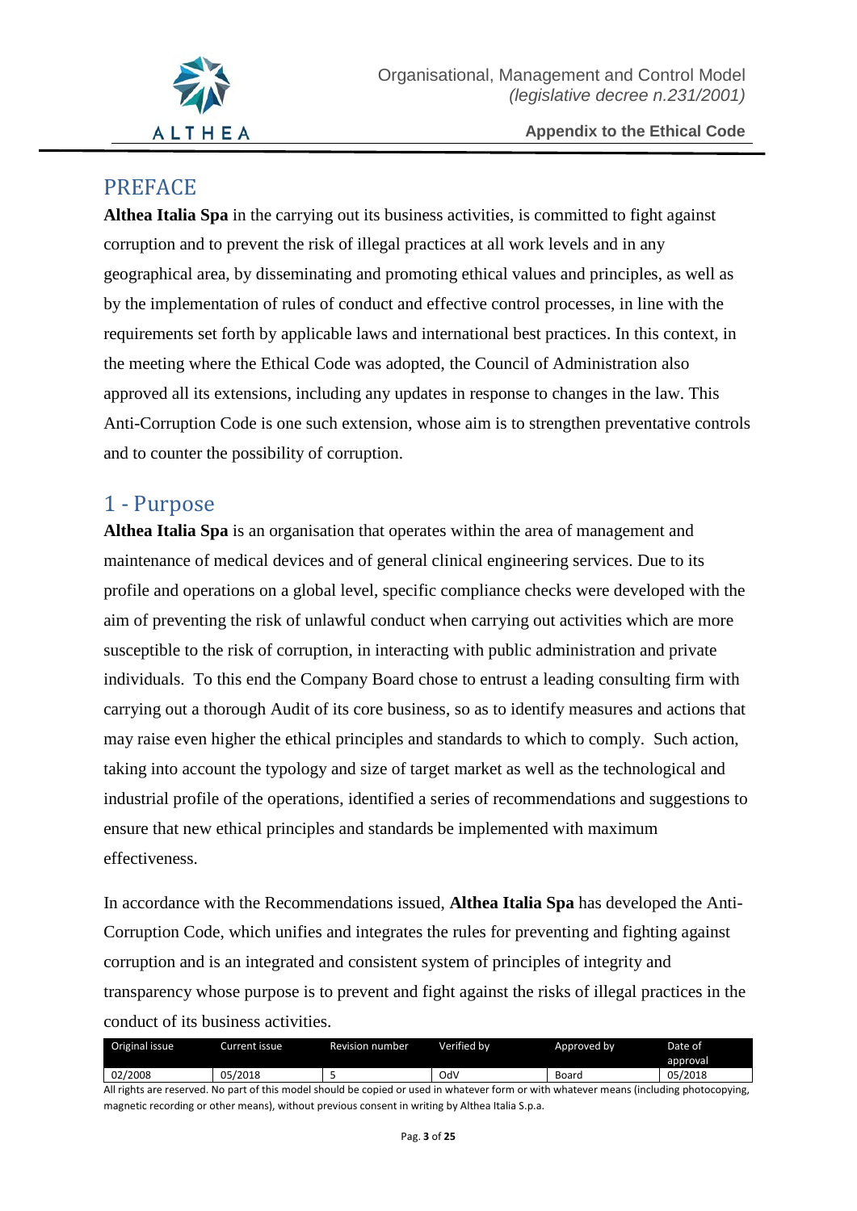## PREFACE

**Althea Italia Spa** in the carrying out its business activities, is committed to fight against corruption and to prevent the risk of illegal practices at all work levels and in any geographical area, by disseminating and promoting ethical values and principles, as well as by the implementation of rules of conduct and effective control processes, in line with the requirements set forth by applicable laws and international best practices. In this context, in the meeting where the Ethical Code was adopted, the Council of Administration also approved all its extensions, including any updates in response to changes in the law. This Anti-Corruption Code is one such extension, whose aim is to strengthen preventative controls and to counter the possibility of corruption.

## 1 - Purpose

**Althea Italia Spa** is an organisation that operates within the area of management and maintenance of medical devices and of general clinical engineering services. Due to its profile and operations on a global level, specific compliance checks were developed with the aim of preventing the risk of unlawful conduct when carrying out activities which are more susceptible to the risk of corruption, in interacting with public administration and private individuals. To this end the Company Board chose to entrust a leading consulting firm with carrying out a thorough Audit of its core business, so as to identify measures and actions that may raise even higher the ethical principles and standards to which to comply. Such action, taking into account the typology and size of target market as well as the technological and industrial profile of the operations, identified a series of recommendations and suggestions to ensure that new ethical principles and standards be implemented with maximum effectiveness.

In accordance with the Recommendations issued, **Althea Italia Spa** has developed the Anti-Corruption Code, which unifies and integrates the rules for preventing and fighting against corruption and is an integrated and consistent system of principles of integrity and transparency whose purpose is to prevent and fight against the risks of illegal practices in the conduct of its business activities.

| Original issue | Current issue | Revision number | Verified by | Approved by | Date of approval |
|---|---|---|---|---|---|
| 02/2008 | 05/2018 | 5 | OdV | Board | 05/2018 |

All rights are reserved. No part of this model should be copied or used in whatever form or with whatever means (including photocopying, magnetic recording or other means), without previous consent in writing by Althea Italia S.p.a.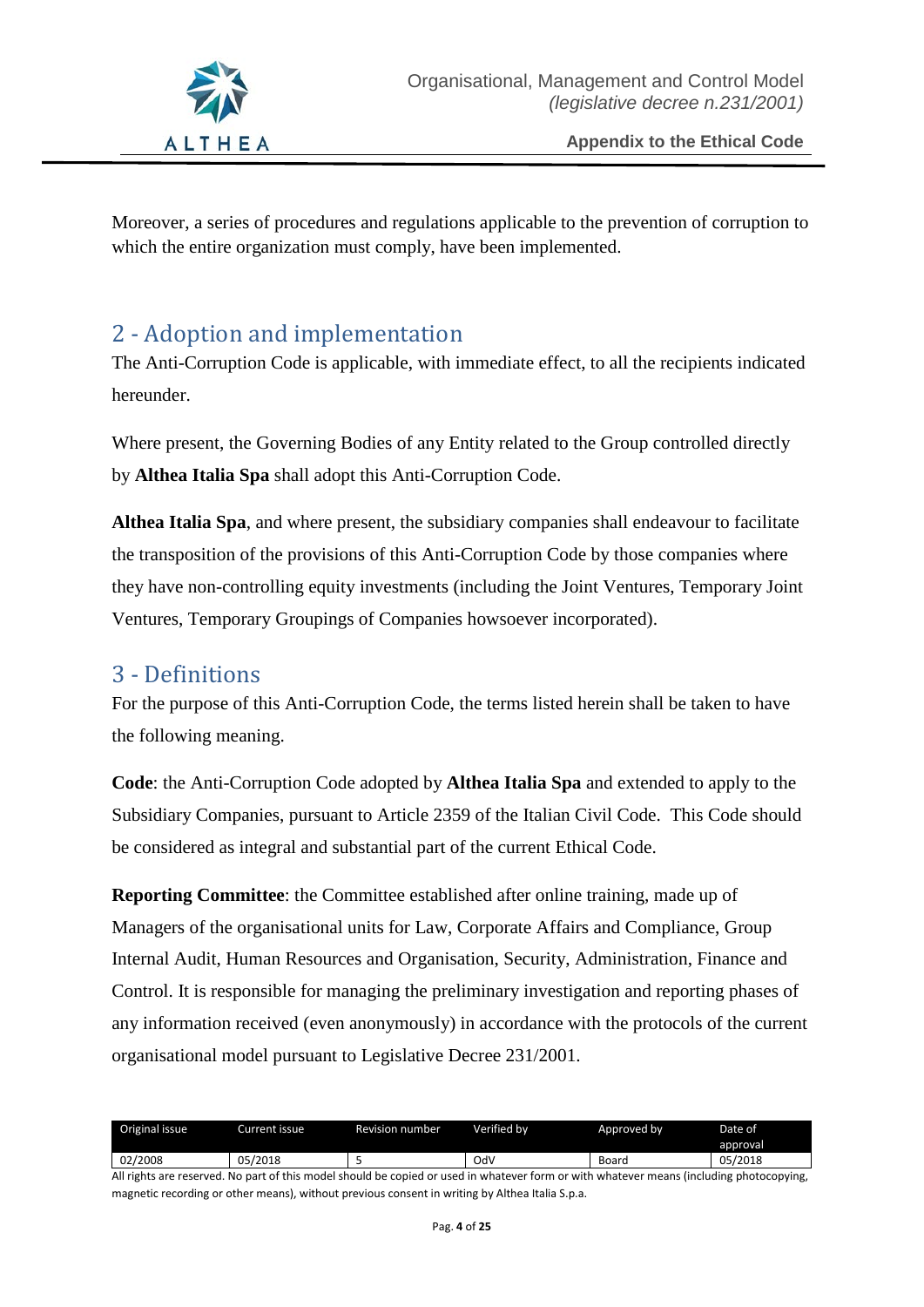Moreover, a series of procedures and regulations applicable to the prevention of corruption to which the entire organization must comply, have been implemented.

## 2 - Adoption and implementation

The Anti-Corruption Code is applicable, with immediate effect, to all the recipients indicated hereunder.

Where present, the Governing Bodies of any Entity related to the Group controlled directly by **Althea Italia Spa** shall adopt this Anti-Corruption Code.

**Althea Italia Spa**, and where present, the subsidiary companies shall endeavour to facilitate the transposition of the provisions of this Anti-Corruption Code by those companies where they have non-controlling equity investments (including the Joint Ventures, Temporary Joint Ventures, Temporary Groupings of Companies howsoever incorporated).

## 3 - Definitions

For the purpose of this Anti-Corruption Code, the terms listed herein shall be taken to have the following meaning.

**Code**: the Anti-Corruption Code adopted by **Althea Italia Spa** and extended to apply to the Subsidiary Companies, pursuant to Article 2359 of the Italian Civil Code. This Code should be considered as integral and substantial part of the current Ethical Code.

**Reporting Committee**: the Committee established after online training, made up of Managers of the organisational units for Law, Corporate Affairs and Compliance, Group Internal Audit, Human Resources and Organisation, Security, Administration, Finance and Control. It is responsible for managing the preliminary investigation and reporting phases of any information received (even anonymously) in accordance with the protocols of the current organisational model pursuant to Legislative Decree 231/2001.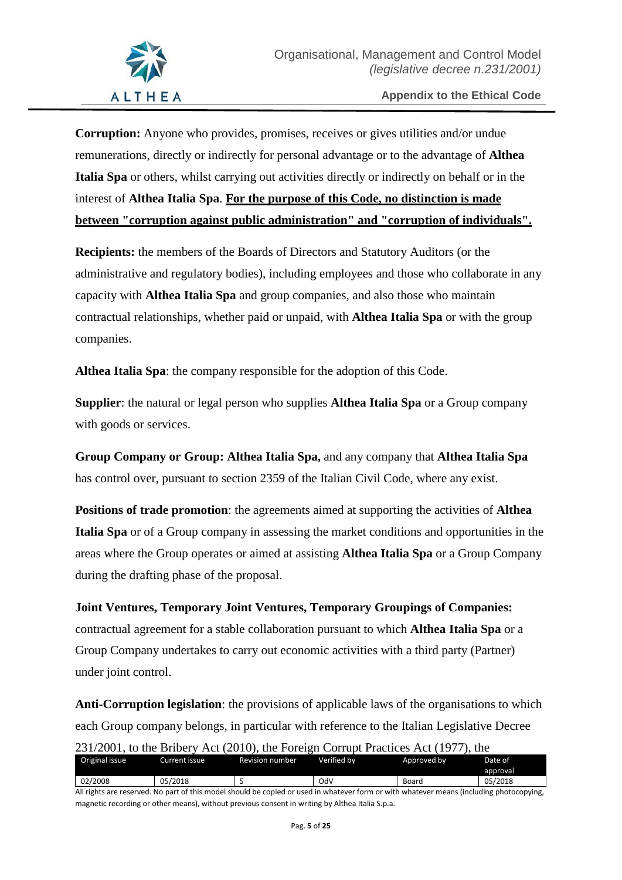**Corruption:** Anyone who provides, promises, receives or gives utilities and/or undue remunerations, directly or indirectly for personal advantage or to the advantage of **Althea Italia Spa** or others, whilst carrying out activities directly or indirectly on behalf or in the interest of **Althea Italia Spa**. **For the purpose of this Code, no distinction is made between "corruption against public administration" and "corruption of individuals".**

**Recipients:** the members of the Boards of Directors and Statutory Auditors (or the administrative and regulatory bodies), including employees and those who collaborate in any capacity with **Althea Italia Spa** and group companies, and also those who maintain contractual relationships, whether paid or unpaid, with **Althea Italia Spa** or with the group companies.

**Althea Italia Spa**: the company responsible for the adoption of this Code.

**Supplier**: the natural or legal person who supplies **Althea Italia Spa** or a Group company with goods or services.

**Group Company or Group: Althea Italia Spa,** and any company that **Althea Italia Spa** has control over, pursuant to section 2359 of the Italian Civil Code, where any exist.

**Positions of trade promotion**: the agreements aimed at supporting the activities of **Althea Italia Spa** or of a Group company in assessing the market conditions and opportunities in the areas where the Group operates or aimed at assisting **Althea Italia Spa** or a Group Company during the drafting phase of the proposal.

**Joint Ventures, Temporary Joint Ventures, Temporary Groupings of Companies:** contractual agreement for a stable collaboration pursuant to which **Althea Italia Spa** or a Group Company undertakes to carry out economic activities with a third party (Partner) under joint control.

**Anti-Corruption legislation**: the provisions of applicable laws of the organisations to which each Group company belongs, in particular with reference to the Italian Legislative Decree 231/2001, to the Bribery Act (2010), the Foreign Corrupt Practices Act (1977), the

| Original issue | Current issue | Revision number | Verified by | Approved by | Date of approval |
|---|---|---|---|---|---|
| 02/2008 | 05/2018 | 5 | OdV | Board | 05/2018 |

All rights are reserved. No part of this model should be copied or used in whatever form or with whatever means (including photocopying, magnetic recording or other means), without previous consent in writing by Althea Italia S.p.a.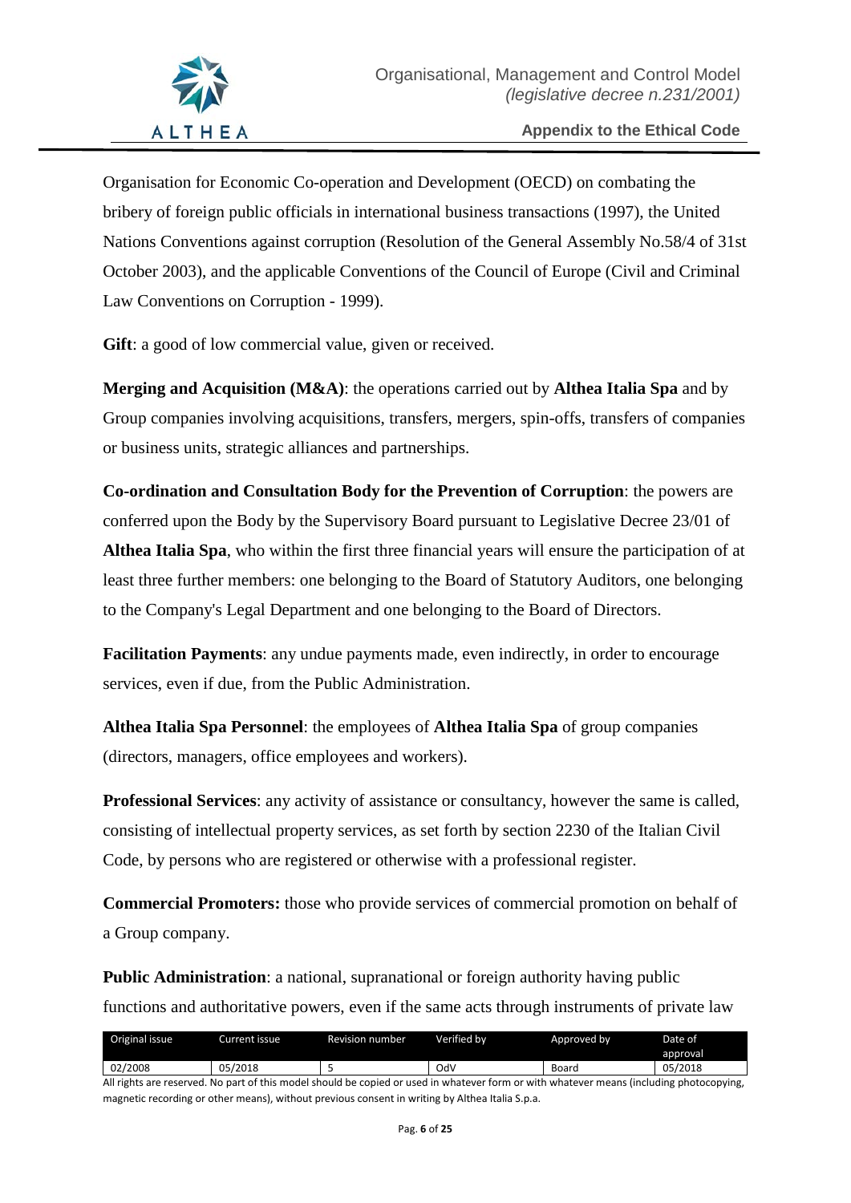Organisation for Economic Co-operation and Development (OECD) on combating the bribery of foreign public officials in international business transactions (1997), the United Nations Conventions against corruption (Resolution of the General Assembly No.58/4 of 31st October 2003), and the applicable Conventions of the Council of Europe (Civil and Criminal Law Conventions on Corruption - 1999).

**Gift**: a good of low commercial value, given or received.

**Merging and Acquisition (M&A)**: the operations carried out by **Althea Italia Spa** and by Group companies involving acquisitions, transfers, mergers, spin-offs, transfers of companies or business units, strategic alliances and partnerships.

**Co-ordination and Consultation Body for the Prevention of Corruption**: the powers are conferred upon the Body by the Supervisory Board pursuant to Legislative Decree 23/01 of **Althea Italia Spa**, who within the first three financial years will ensure the participation of at least three further members: one belonging to the Board of Statutory Auditors, one belonging to the Company's Legal Department and one belonging to the Board of Directors.

**Facilitation Payments**: any undue payments made, even indirectly, in order to encourage services, even if due, from the Public Administration.

**Althea Italia Spa Personnel**: the employees of **Althea Italia Spa** of group companies (directors, managers, office employees and workers).

**Professional Services**: any activity of assistance or consultancy, however the same is called, consisting of intellectual property services, as set forth by section 2230 of the Italian Civil Code, by persons who are registered or otherwise with a professional register.

**Commercial Promoters:** those who provide services of commercial promotion on behalf of a Group company.

**Public Administration**: a national, supranational or foreign authority having public functions and authoritative powers, even if the same acts through instruments of private law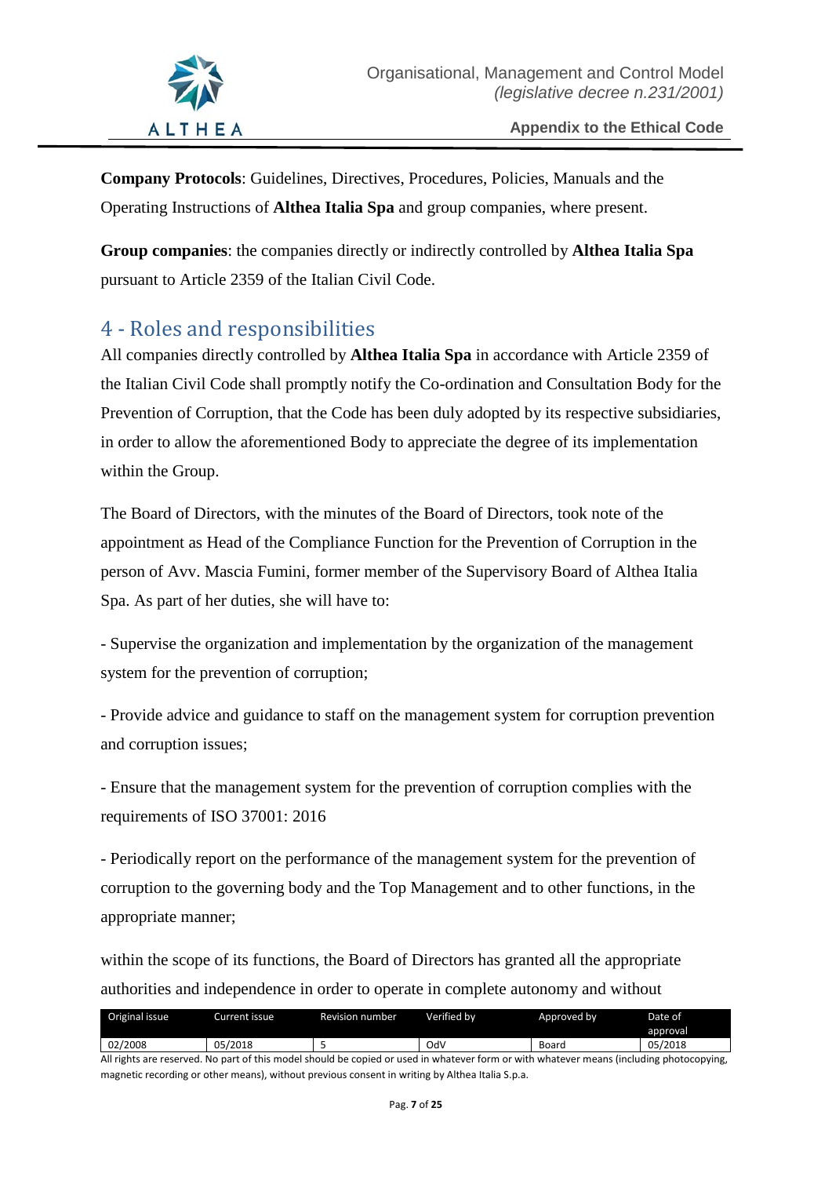**Company Protocols**: Guidelines, Directives, Procedures, Policies, Manuals and the Operating Instructions of **Althea Italia Spa** and group companies, where present.

**Group companies**: the companies directly or indirectly controlled by **Althea Italia Spa** pursuant to Article 2359 of the Italian Civil Code.

## 4 - Roles and responsibilities

All companies directly controlled by **Althea Italia Spa** in accordance with Article 2359 of the Italian Civil Code shall promptly notify the Co-ordination and Consultation Body for the Prevention of Corruption, that the Code has been duly adopted by its respective subsidiaries, in order to allow the aforementioned Body to appreciate the degree of its implementation within the Group.

The Board of Directors, with the minutes of the Board of Directors, took note of the appointment as Head of the Compliance Function for the Prevention of Corruption in the person of Avv. Mascia Fumini, former member of the Supervisory Board of Althea Italia Spa. As part of her duties, she will have to:

- Supervise the organization and implementation by the organization of the management system for the prevention of corruption;
- Provide advice and guidance to staff on the management system for corruption prevention and corruption issues;
- Ensure that the management system for the prevention of corruption complies with the requirements of ISO 37001: 2016
- Periodically report on the performance of the management system for the prevention of corruption to the governing body and the Top Management and to other functions, in the appropriate manner;

within the scope of its functions, the Board of Directors has granted all the appropriate authorities and independence in order to operate in complete autonomy and without

| Original issue | Current issue | Revision number | Verified by | Approved by | Date of approval |
|---|---|---|---|---|---|
| 02/2008 | 05/2018 | 5 | OdV | Board | 05/2018 |

All rights are reserved. No part of this model should be copied or used in whatever form or with whatever means (including photocopying, magnetic recording or other means), without previous consent in writing by Althea Italia S.p.a.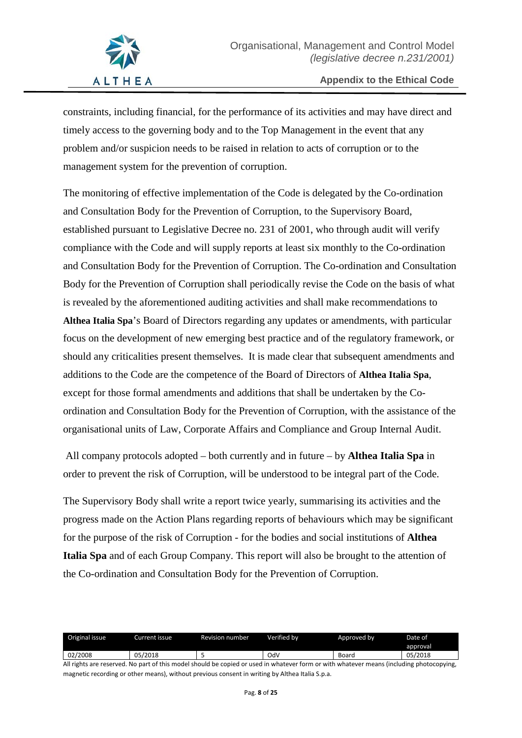constraints, including financial, for the performance of its activities and may have direct and timely access to the governing body and to the Top Management in the event that any problem and/or suspicion needs to be raised in relation to acts of corruption or to the management system for the prevention of corruption.

The monitoring of effective implementation of the Code is delegated by the Co-ordination and Consultation Body for the Prevention of Corruption, to the Supervisory Board, established pursuant to Legislative Decree no. 231 of 2001, who through audit will verify compliance with the Code and will supply reports at least six monthly to the Co-ordination and Consultation Body for the Prevention of Corruption. The Co-ordination and Consultation Body for the Prevention of Corruption shall periodically revise the Code on the basis of what is revealed by the aforementioned auditing activities and shall make recommendations to **Althea Italia Spa**'s Board of Directors regarding any updates or amendments, with particular focus on the development of new emerging best practice and of the regulatory framework, or should any criticalities present themselves. It is made clear that subsequent amendments and additions to the Code are the competence of the Board of Directors of **Althea Italia Spa**, except for those formal amendments and additions that shall be undertaken by the Co-ordination and Consultation Body for the Prevention of Corruption, with the assistance of the organisational units of Law, Corporate Affairs and Compliance and Group Internal Audit.

All company protocols adopted – both currently and in future – by **Althea Italia Spa** in order to prevent the risk of Corruption, will be understood to be integral part of the Code.

The Supervisory Body shall write a report twice yearly, summarising its activities and the progress made on the Action Plans regarding reports of behaviours which may be significant for the purpose of the risk of Corruption - for the bodies and social institutions of **Althea Italia Spa** and of each Group Company. This report will also be brought to the attention of the Co-ordination and Consultation Body for the Prevention of Corruption.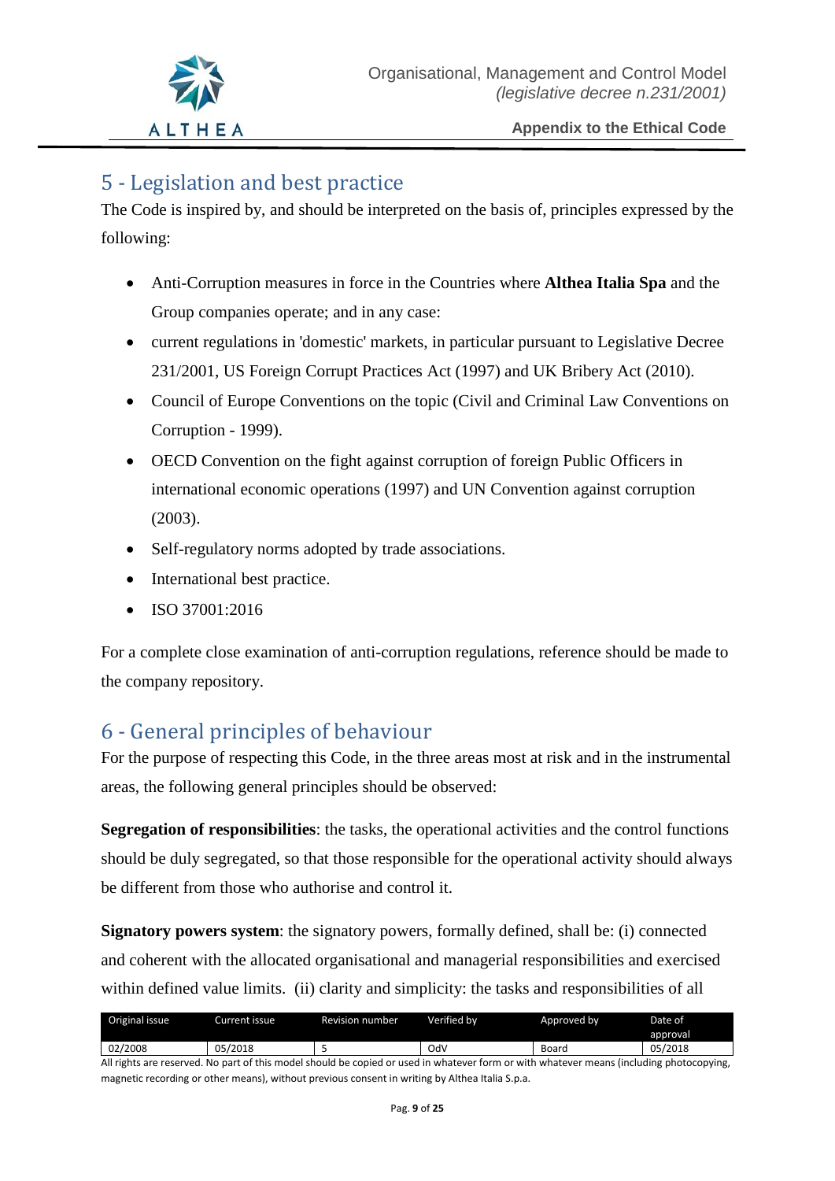## 5 - Legislation and best practice

The Code is inspired by, and should be interpreted on the basis of, principles expressed by the following:

- Anti-Corruption measures in force in the Countries where **Althea Italia Spa** and the Group companies operate; and in any case:
- current regulations in 'domestic' markets, in particular pursuant to Legislative Decree 231/2001, US Foreign Corrupt Practices Act (1997) and UK Bribery Act (2010).
- Council of Europe Conventions on the topic (Civil and Criminal Law Conventions on Corruption - 1999).
- OECD Convention on the fight against corruption of foreign Public Officers in international economic operations (1997) and UN Convention against corruption (2003).
- Self-regulatory norms adopted by trade associations.
- International best practice.
- ISO 37001:2016

For a complete close examination of anti-corruption regulations, reference should be made to the company repository.

## 6 - General principles of behaviour

For the purpose of respecting this Code, in the three areas most at risk and in the instrumental areas, the following general principles should be observed:

**Segregation of responsibilities**: the tasks, the operational activities and the control functions should be duly segregated, so that those responsible for the operational activity should always be different from those who authorise and control it.

**Signatory powers system**: the signatory powers, formally defined, shall be: (i) connected and coherent with the allocated organisational and managerial responsibilities and exercised within defined value limits. (ii) clarity and simplicity: the tasks and responsibilities of all

| Original issue | Current issue | Revision number | Verified by | Approved by | Date of approval |
|---|---|---|---|---|---|
| 02/2008 | 05/2018 | 5 | OdV | Board | 05/2018 |

All rights are reserved. No part of this model should be copied or used in whatever form or with whatever means (including photocopying, magnetic recording or other means), without previous consent in writing by Althea Italia S.p.a.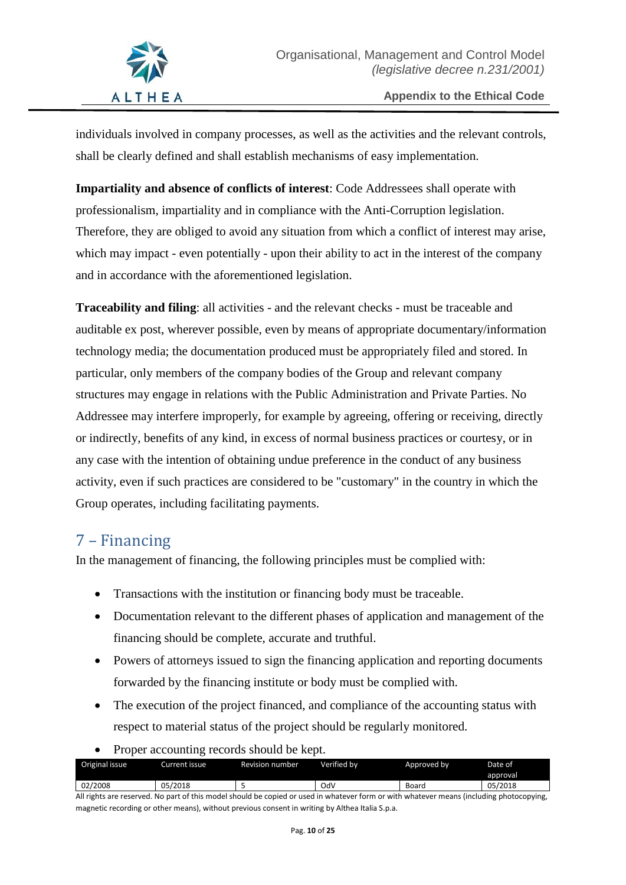individuals involved in company processes, as well as the activities and the relevant controls, shall be clearly defined and shall establish mechanisms of easy implementation.

**Impartiality and absence of conflicts of interest**: Code Addressees shall operate with professionalism, impartiality and in compliance with the Anti-Corruption legislation. Therefore, they are obliged to avoid any situation from which a conflict of interest may arise, which may impact - even potentially - upon their ability to act in the interest of the company and in accordance with the aforementioned legislation.

**Traceability and filing**: all activities - and the relevant checks - must be traceable and auditable ex post, wherever possible, even by means of appropriate documentary/information technology media; the documentation produced must be appropriately filed and stored. In particular, only members of the company bodies of the Group and relevant company structures may engage in relations with the Public Administration and Private Parties. No Addressee may interfere improperly, for example by agreeing, offering or receiving, directly or indirectly, benefits of any kind, in excess of normal business practices or courtesy, or in any case with the intention of obtaining undue preference in the conduct of any business activity, even if such practices are considered to be "customary" in the country in which the Group operates, including facilitating payments.

## 7 – Financing

In the management of financing, the following principles must be complied with:

- Transactions with the institution or financing body must be traceable.
- Documentation relevant to the different phases of application and management of the financing should be complete, accurate and truthful.
- Powers of attorneys issued to sign the financing application and reporting documents forwarded by the financing institute or body must be complied with.
- The execution of the project financed, and compliance of the accounting status with respect to material status of the project should be regularly monitored.
- Proper accounting records should be kept.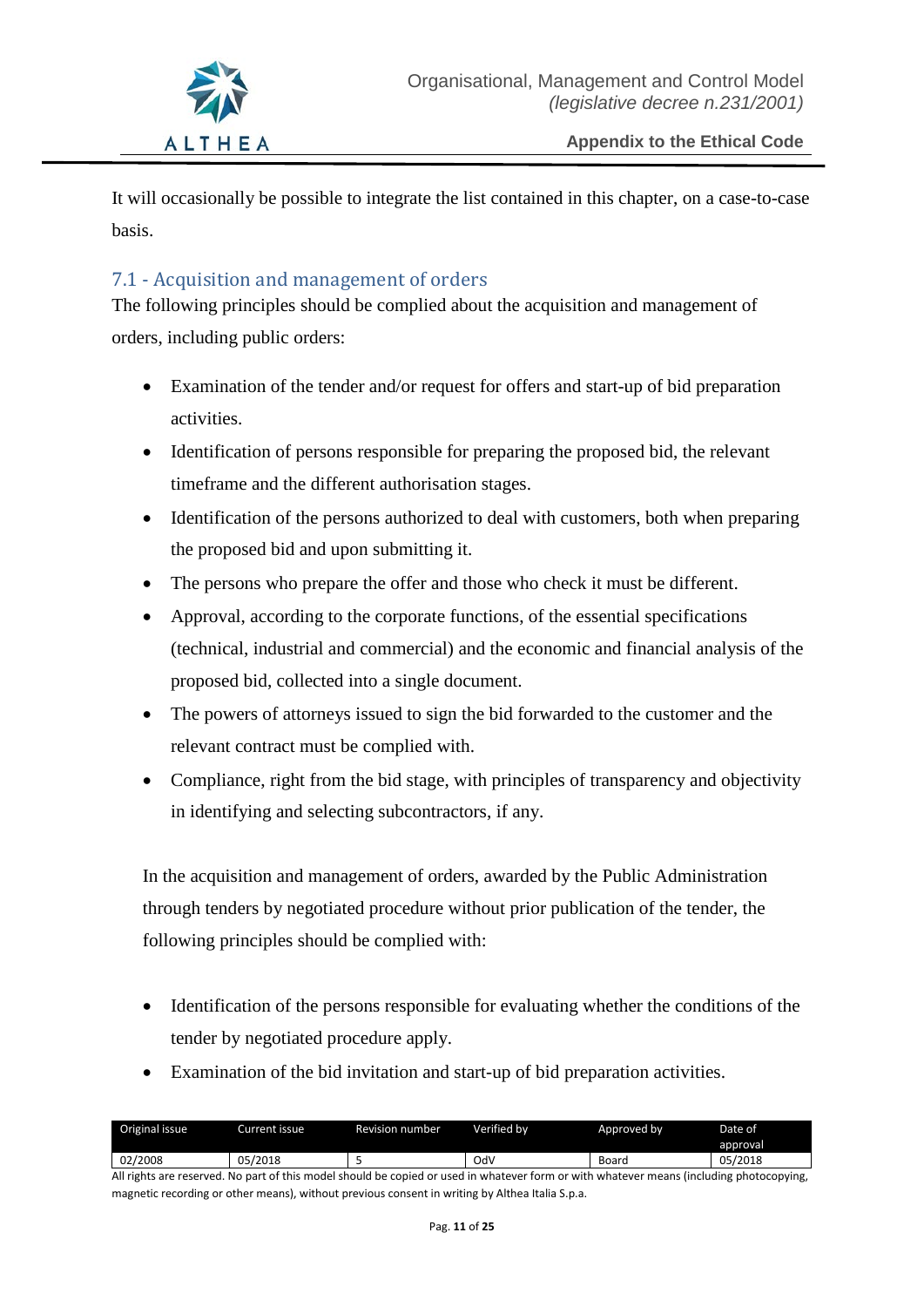It will occasionally be possible to integrate the list contained in this chapter, on a case-to-case basis.

## 7.1 - Acquisition and management of orders

The following principles should be complied about the acquisition and management of orders, including public orders:

- Examination of the tender and/or request for offers and start-up of bid preparation activities.
- Identification of persons responsible for preparing the proposed bid, the relevant timeframe and the different authorisation stages.
- Identification of the persons authorized to deal with customers, both when preparing the proposed bid and upon submitting it.
- The persons who prepare the offer and those who check it must be different.
- Approval, according to the corporate functions, of the essential specifications (technical, industrial and commercial) and the economic and financial analysis of the proposed bid, collected into a single document.
- The powers of attorneys issued to sign the bid forwarded to the customer and the relevant contract must be complied with.
- Compliance, right from the bid stage, with principles of transparency and objectivity in identifying and selecting subcontractors, if any.

In the acquisition and management of orders, awarded by the Public Administration through tenders by negotiated procedure without prior publication of the tender, the following principles should be complied with:

- Identification of the persons responsible for evaluating whether the conditions of the tender by negotiated procedure apply.
- Examination of the bid invitation and start-up of bid preparation activities.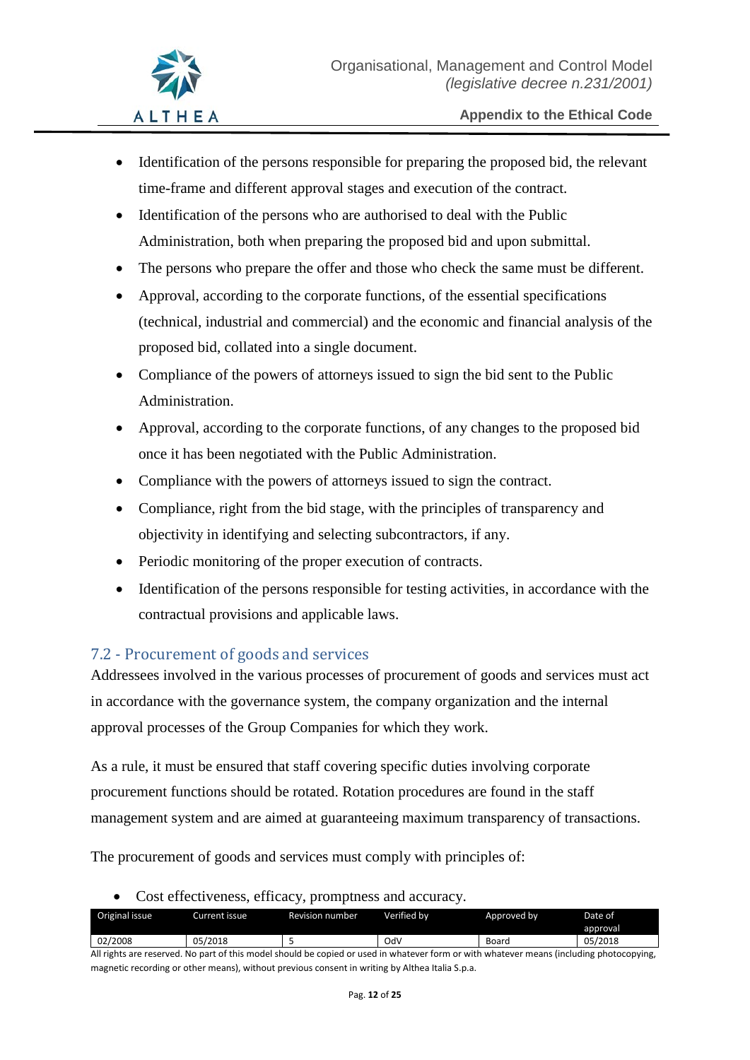- Identification of the persons responsible for preparing the proposed bid, the relevant time-frame and different approval stages and execution of the contract.
- Identification of the persons who are authorised to deal with the Public Administration, both when preparing the proposed bid and upon submittal.
- The persons who prepare the offer and those who check the same must be different.
- Approval, according to the corporate functions, of the essential specifications (technical, industrial and commercial) and the economic and financial analysis of the proposed bid, collated into a single document.
- Compliance of the powers of attorneys issued to sign the bid sent to the Public Administration.
- Approval, according to the corporate functions, of any changes to the proposed bid once it has been negotiated with the Public Administration.
- Compliance with the powers of attorneys issued to sign the contract.
- Compliance, right from the bid stage, with the principles of transparency and objectivity in identifying and selecting subcontractors, if any.
- Periodic monitoring of the proper execution of contracts.
- Identification of the persons responsible for testing activities, in accordance with the contractual provisions and applicable laws.

## 7.2 - Procurement of goods and services

Addressees involved in the various processes of procurement of goods and services must act in accordance with the governance system, the company organization and the internal approval processes of the Group Companies for which they work.

As a rule, it must be ensured that staff covering specific duties involving corporate procurement functions should be rotated. Rotation procedures are found in the staff management system and are aimed at guaranteeing maximum transparency of transactions.

The procurement of goods and services must comply with principles of:

- Cost effectiveness, efficacy, promptness and accuracy.

| Original issue | Current issue | Revision number | Verified by | Approved by | Date of approval |
|---|---|---|---|---|---|
| 02/2008 | 05/2018 | 5 | OdV | Board | 05/2018 |

All rights are reserved. No part of this model should be copied or used in whatever form or with whatever means (including photocopying, magnetic recording or other means), without previous consent in writing by Althea Italia S.p.a.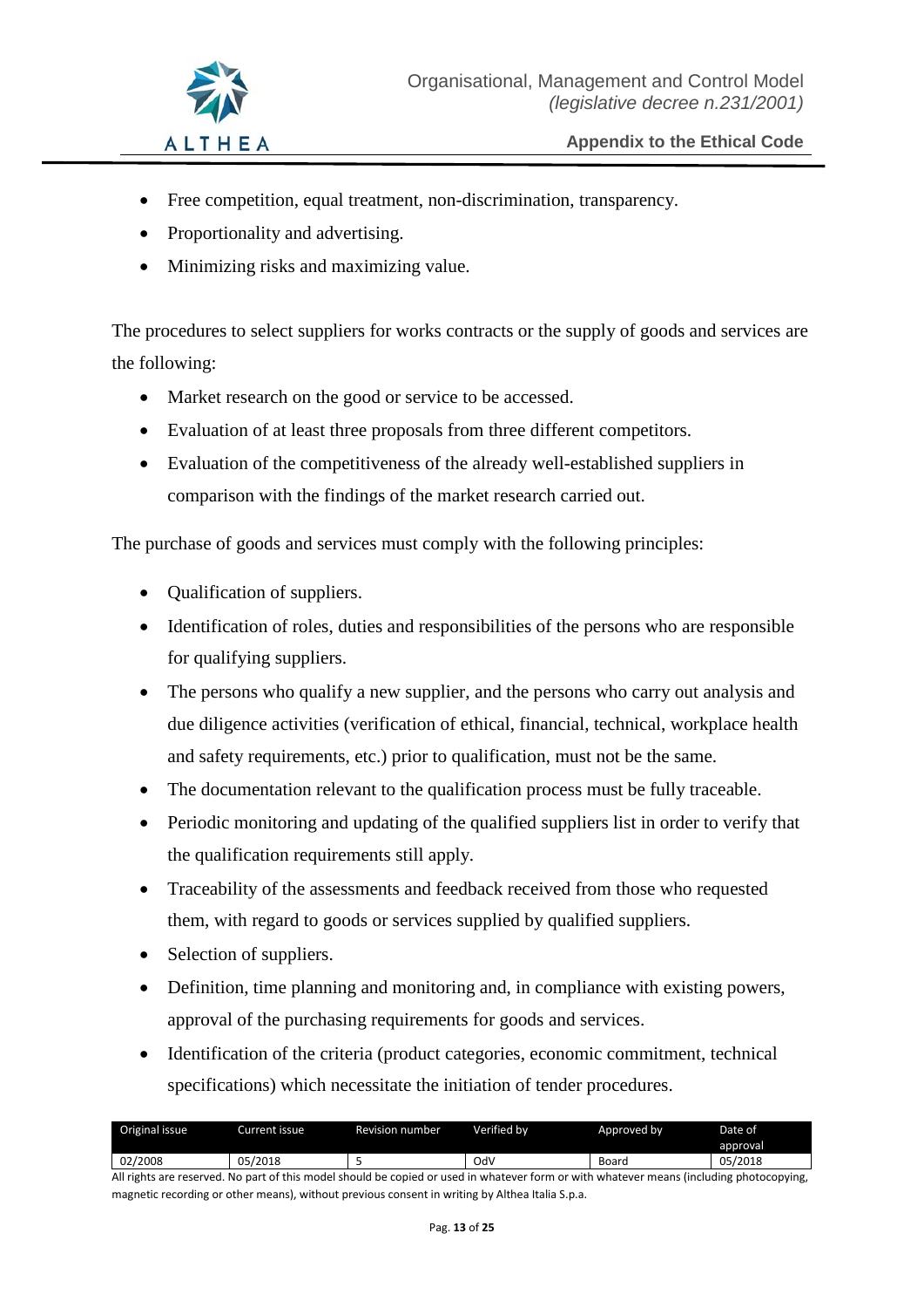- Free competition, equal treatment, non-discrimination, transparency.
- Proportionality and advertising.
- Minimizing risks and maximizing value.

The procedures to select suppliers for works contracts or the supply of goods and services are the following:

- Market research on the good or service to be accessed.
- Evaluation of at least three proposals from three different competitors.
- Evaluation of the competitiveness of the already well-established suppliers in comparison with the findings of the market research carried out.

The purchase of goods and services must comply with the following principles:

- Qualification of suppliers.
- Identification of roles, duties and responsibilities of the persons who are responsible for qualifying suppliers.
- The persons who qualify a new supplier, and the persons who carry out analysis and due diligence activities (verification of ethical, financial, technical, workplace health and safety requirements, etc.) prior to qualification, must not be the same.
- The documentation relevant to the qualification process must be fully traceable.
- Periodic monitoring and updating of the qualified suppliers list in order to verify that the qualification requirements still apply.
- Traceability of the assessments and feedback received from those who requested them, with regard to goods or services supplied by qualified suppliers.
- Selection of suppliers.
- Definition, time planning and monitoring and, in compliance with existing powers, approval of the purchasing requirements for goods and services.
- Identification of the criteria (product categories, economic commitment, technical specifications) which necessitate the initiation of tender procedures.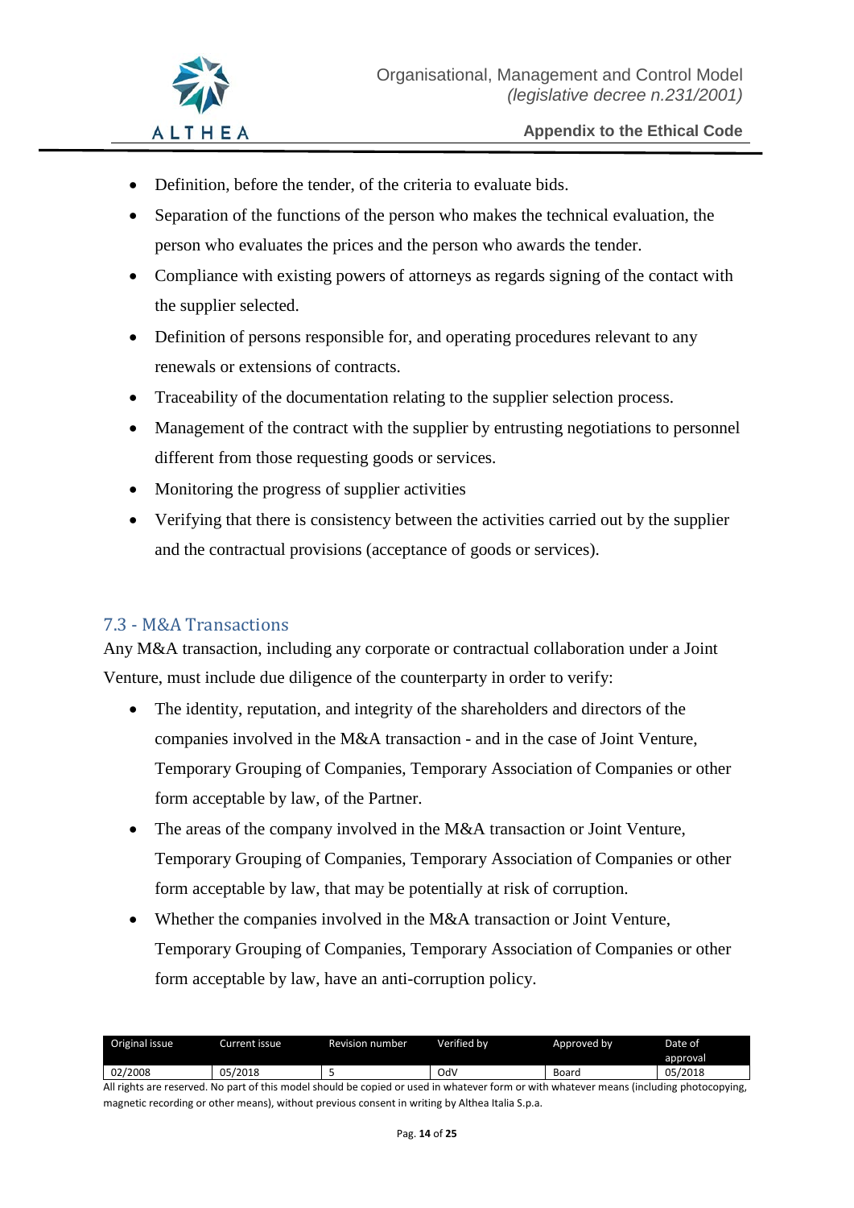- Definition, before the tender, of the criteria to evaluate bids.
- Separation of the functions of the person who makes the technical evaluation, the person who evaluates the prices and the person who awards the tender.
- Compliance with existing powers of attorneys as regards signing of the contact with the supplier selected.
- Definition of persons responsible for, and operating procedures relevant to any renewals or extensions of contracts.
- Traceability of the documentation relating to the supplier selection process.
- Management of the contract with the supplier by entrusting negotiations to personnel different from those requesting goods or services.
- Monitoring the progress of supplier activities
- Verifying that there is consistency between the activities carried out by the supplier and the contractual provisions (acceptance of goods or services).

### 7.3 - M&A Transactions

Any M&A transaction, including any corporate or contractual collaboration under a Joint Venture, must include due diligence of the counterparty in order to verify:

- The identity, reputation, and integrity of the shareholders and directors of the companies involved in the M&A transaction - and in the case of Joint Venture, Temporary Grouping of Companies, Temporary Association of Companies or other form acceptable by law, of the Partner.
- The areas of the company involved in the M&A transaction or Joint Venture, Temporary Grouping of Companies, Temporary Association of Companies or other form acceptable by law, that may be potentially at risk of corruption.
- Whether the companies involved in the M&A transaction or Joint Venture, Temporary Grouping of Companies, Temporary Association of Companies or other form acceptable by law, have an anti-corruption policy.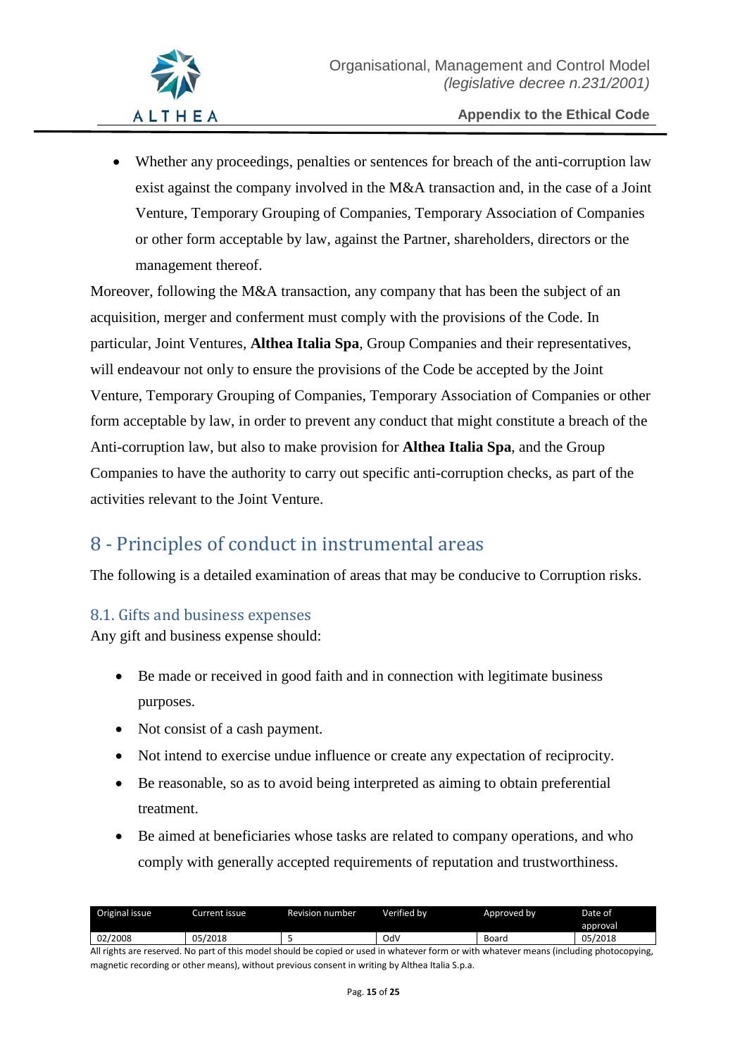- Whether any proceedings, penalties or sentences for breach of the anti-corruption law exist against the company involved in the M&A transaction and, in the case of a Joint Venture, Temporary Grouping of Companies, Temporary Association of Companies or other form acceptable by law, against the Partner, shareholders, directors or the management thereof.

Moreover, following the M&A transaction, any company that has been the subject of an acquisition, merger and conferment must comply with the provisions of the Code. In particular, Joint Ventures, **Althea Italia Spa**, Group Companies and their representatives, will endeavour not only to ensure the provisions of the Code be accepted by the Joint Venture, Temporary Grouping of Companies, Temporary Association of Companies or other form acceptable by law, in order to prevent any conduct that might constitute a breach of the Anti-corruption law, but also to make provision for **Althea Italia Spa**, and the Group Companies to have the authority to carry out specific anti-corruption checks, as part of the activities relevant to the Joint Venture.

# 8 - Principles of conduct in instrumental areas

The following is a detailed examination of areas that may be conducive to Corruption risks.

## 8.1. Gifts and business expenses

Any gift and business expense should:

- Be made or received in good faith and in connection with legitimate business purposes.
- Not consist of a cash payment.
- Not intend to exercise undue influence or create any expectation of reciprocity.
- Be reasonable, so as to avoid being interpreted as aiming to obtain preferential treatment.
- Be aimed at beneficiaries whose tasks are related to company operations, and who comply with generally accepted requirements of reputation and trustworthiness.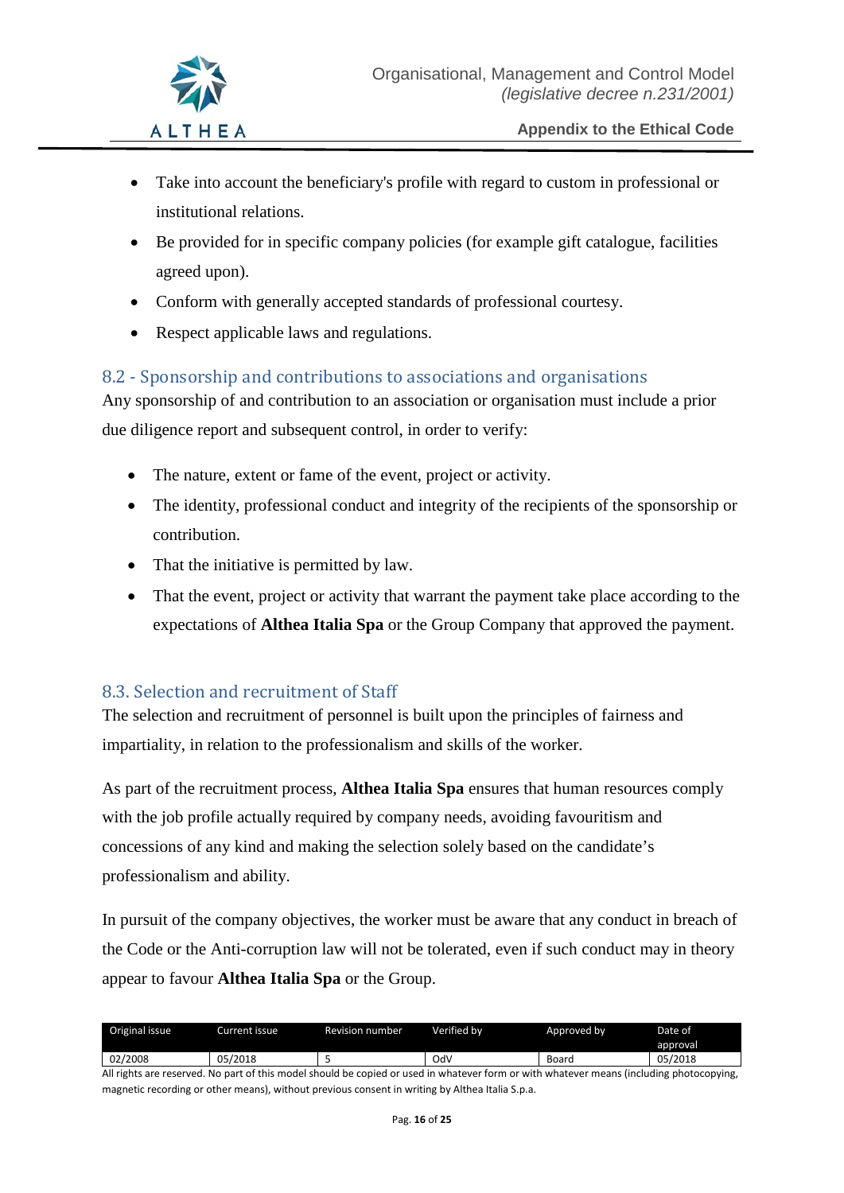- Take into account the beneficiary's profile with regard to custom in professional or institutional relations.
- Be provided for in specific company policies (for example gift catalogue, facilities agreed upon).
- Conform with generally accepted standards of professional courtesy.
- Respect applicable laws and regulations.

## 8.2 - Sponsorship and contributions to associations and organisations

Any sponsorship of and contribution to an association or organisation must include a prior due diligence report and subsequent control, in order to verify:

- The nature, extent or fame of the event, project or activity.
- The identity, professional conduct and integrity of the recipients of the sponsorship or contribution.
- That the initiative is permitted by law.
- That the event, project or activity that warrant the payment take place according to the expectations of **Althea Italia Spa** or the Group Company that approved the payment.

## 8.3. Selection and recruitment of Staff

The selection and recruitment of personnel is built upon the principles of fairness and impartiality, in relation to the professionalism and skills of the worker.

As part of the recruitment process, **Althea Italia Spa** ensures that human resources comply with the job profile actually required by company needs, avoiding favouritism and concessions of any kind and making the selection solely based on the candidate's professionalism and ability.

In pursuit of the company objectives, the worker must be aware that any conduct in breach of the Code or the Anti-corruption law will not be tolerated, even if such conduct may in theory appear to favour **Althea Italia Spa** or the Group.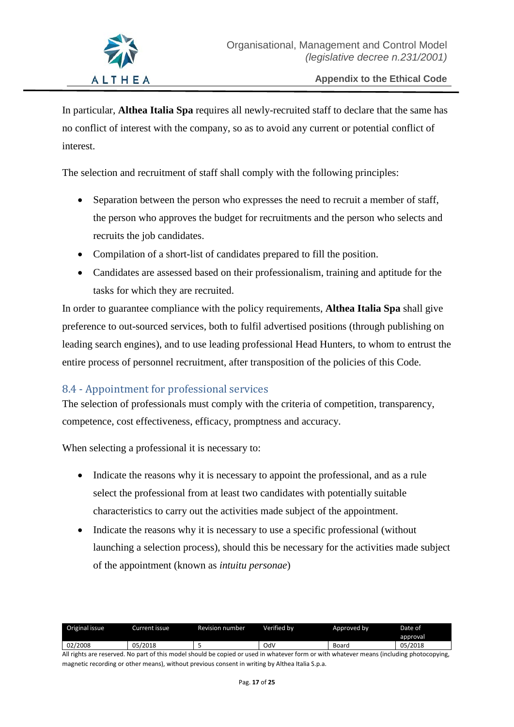In particular, **Althea Italia Spa** requires all newly-recruited staff to declare that the same has no conflict of interest with the company, so as to avoid any current or potential conflict of interest.

The selection and recruitment of staff shall comply with the following principles:

- Separation between the person who expresses the need to recruit a member of staff, the person who approves the budget for recruitments and the person who selects and recruits the job candidates.
- Compilation of a short-list of candidates prepared to fill the position.
- Candidates are assessed based on their professionalism, training and aptitude for the tasks for which they are recruited.

In order to guarantee compliance with the policy requirements, **Althea Italia Spa** shall give preference to out-sourced services, both to fulfil advertised positions (through publishing on leading search engines), and to use leading professional Head Hunters, to whom to entrust the entire process of personnel recruitment, after transposition of the policies of this Code.

## 8.4 - Appointment for professional services

The selection of professionals must comply with the criteria of competition, transparency, competence, cost effectiveness, efficacy, promptness and accuracy.

When selecting a professional it is necessary to:

- Indicate the reasons why it is necessary to appoint the professional, and as a rule select the professional from at least two candidates with potentially suitable characteristics to carry out the activities made subject of the appointment.
- Indicate the reasons why it is necessary to use a specific professional (without launching a selection process), should this be necessary for the activities made subject of the appointment (known as *intuitu personae*)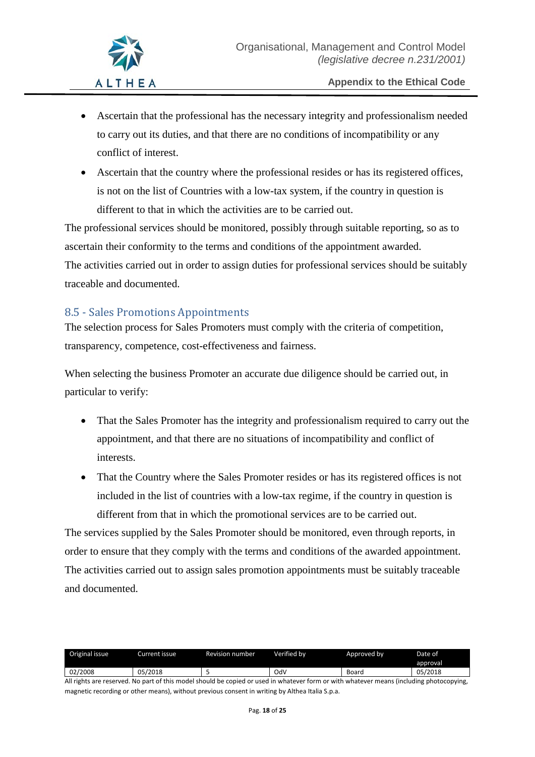- Ascertain that the professional has the necessary integrity and professionalism needed to carry out its duties, and that there are no conditions of incompatibility or any conflict of interest.
- Ascertain that the country where the professional resides or has its registered offices, is not on the list of Countries with a low-tax system, if the country in question is different to that in which the activities are to be carried out.

The professional services should be monitored, possibly through suitable reporting, so as to ascertain their conformity to the terms and conditions of the appointment awarded.
The activities carried out in order to assign duties for professional services should be suitably traceable and documented.

## 8.5 - Sales Promotions Appointments

The selection process for Sales Promoters must comply with the criteria of competition, transparency, competence, cost-effectiveness and fairness.

When selecting the business Promoter an accurate due diligence should be carried out, in particular to verify:

- That the Sales Promoter has the integrity and professionalism required to carry out the appointment, and that there are no situations of incompatibility and conflict of interests.
- That the Country where the Sales Promoter resides or has its registered offices is not included in the list of countries with a low-tax regime, if the country in question is different from that in which the promotional services are to be carried out.

The services supplied by the Sales Promoter should be monitored, even through reports, in order to ensure that they comply with the terms and conditions of the awarded appointment.
The activities carried out to assign sales promotion appointments must be suitably traceable and documented.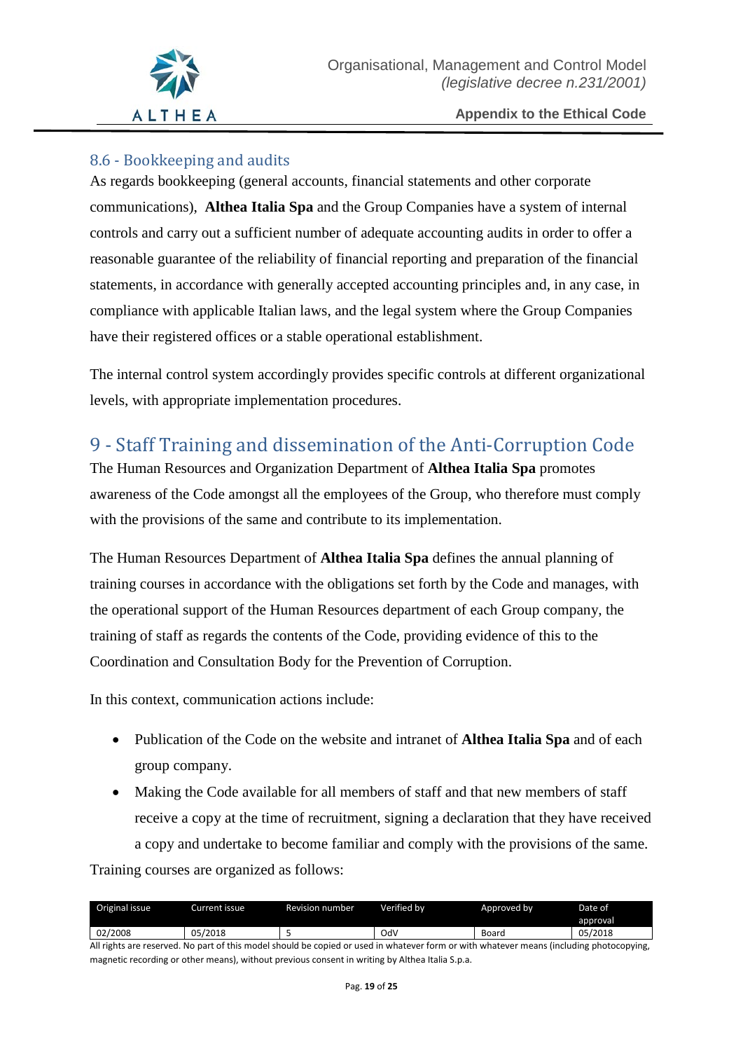### 8.6 - Bookkeeping and audits

As regards bookkeeping (general accounts, financial statements and other corporate communications), **Althea Italia Spa** and the Group Companies have a system of internal controls and carry out a sufficient number of adequate accounting audits in order to offer a reasonable guarantee of the reliability of financial reporting and preparation of the financial statements, in accordance with generally accepted accounting principles and, in any case, in compliance with applicable Italian laws, and the legal system where the Group Companies have their registered offices or a stable operational establishment.

The internal control system accordingly provides specific controls at different organizational levels, with appropriate implementation procedures.

## 9 - Staff Training and dissemination of the Anti-Corruption Code

The Human Resources and Organization Department of **Althea Italia Spa** promotes awareness of the Code amongst all the employees of the Group, who therefore must comply with the provisions of the same and contribute to its implementation.

The Human Resources Department of **Althea Italia Spa** defines the annual planning of training courses in accordance with the obligations set forth by the Code and manages, with the operational support of the Human Resources department of each Group company, the training of staff as regards the contents of the Code, providing evidence of this to the Coordination and Consultation Body for the Prevention of Corruption.

In this context, communication actions include:

- Publication of the Code on the website and intranet of **Althea Italia Spa** and of each group company.
- Making the Code available for all members of staff and that new members of staff receive a copy at the time of recruitment, signing a declaration that they have received a copy and undertake to become familiar and comply with the provisions of the same.

Training courses are organized as follows:

| Original issue | Current issue | Revision number | Verified by | Approved by | Date of approval |
|---|---|---|---|---|---|
| 02/2008 | 05/2018 | 5 | OdV | Board | 05/2018 |

All rights are reserved. No part of this model should be copied or used in whatever form or with whatever means (including photocopying, magnetic recording or other means), without previous consent in writing by Althea Italia S.p.a.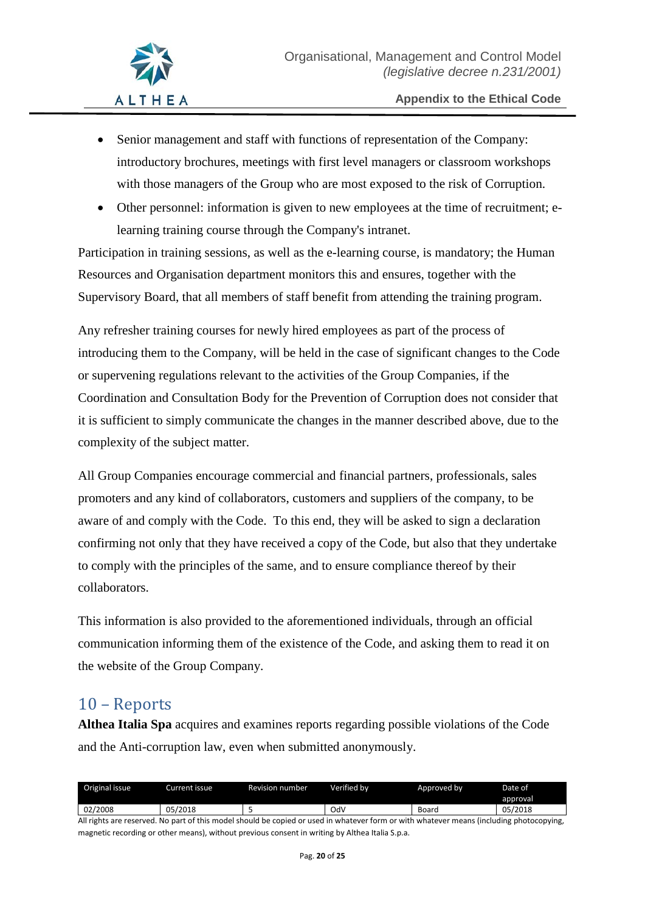- Senior management and staff with functions of representation of the Company: introductory brochures, meetings with first level managers or classroom workshops with those managers of the Group who are most exposed to the risk of Corruption.
- Other personnel: information is given to new employees at the time of recruitment; e-learning training course through the Company's intranet.

Participation in training sessions, as well as the e-learning course, is mandatory; the Human Resources and Organisation department monitors this and ensures, together with the Supervisory Board, that all members of staff benefit from attending the training program.

Any refresher training courses for newly hired employees as part of the process of introducing them to the Company, will be held in the case of significant changes to the Code or supervening regulations relevant to the activities of the Group Companies, if the Coordination and Consultation Body for the Prevention of Corruption does not consider that it is sufficient to simply communicate the changes in the manner described above, due to the complexity of the subject matter.

All Group Companies encourage commercial and financial partners, professionals, sales promoters and any kind of collaborators, customers and suppliers of the company, to be aware of and comply with the Code. To this end, they will be asked to sign a declaration confirming not only that they have received a copy of the Code, but also that they undertake to comply with the principles of the same, and to ensure compliance thereof by their collaborators.

This information is also provided to the aforementioned individuals, through an official communication informing them of the existence of the Code, and asking them to read it on the website of the Group Company.

## 10 – Reports

**Althea Italia Spa** acquires and examines reports regarding possible violations of the Code and the Anti-corruption law, even when submitted anonymously.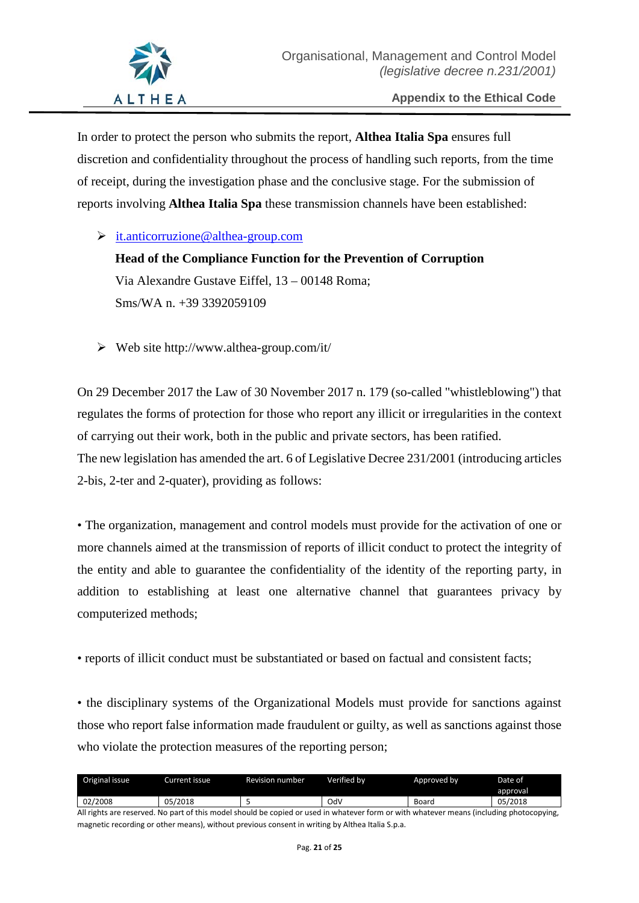In order to protect the person who submits the report, **Althea Italia Spa** ensures full discretion and confidentiality throughout the process of handling such reports, from the time of receipt, during the investigation phase and the conclusive stage. For the submission of reports involving **Althea Italia Spa** these transmission channels have been established:

- it.anticorruzione@althea-group.com
  **Head of the Compliance Function for the Prevention of Corruption**
  Via Alexandre Gustave Eiffel, 13 – 00148 Roma;
  Sms/WA n. +39 3392059109

- Web site http://www.althea-group.com/it/

On 29 December 2017 the Law of 30 November 2017 n. 179 (so-called "whistleblowing") that regulates the forms of protection for those who report any illicit or irregularities in the context of carrying out their work, both in the public and private sectors, has been ratified.
The new legislation has amended the art. 6 of Legislative Decree 231/2001 (introducing articles 2-bis, 2-ter and 2-quater), providing as follows:

• The organization, management and control models must provide for the activation of one or more channels aimed at the transmission of reports of illicit conduct to protect the integrity of the entity and able to guarantee the confidentiality of the identity of the reporting party, in addition to establishing at least one alternative channel that guarantees privacy by computerized methods;

• reports of illicit conduct must be substantiated or based on factual and consistent facts;

• the disciplinary systems of the Organizational Models must provide for sanctions against those who report false information made fraudulent or guilty, as well as sanctions against those who violate the protection measures of the reporting person;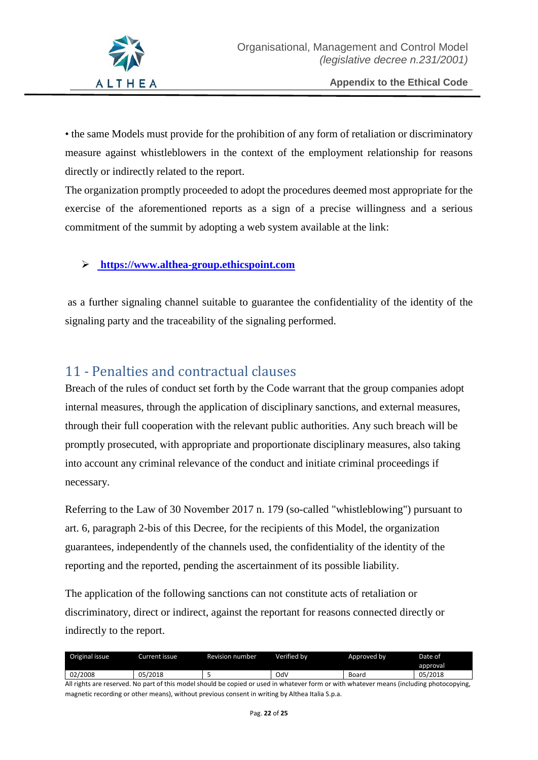• the same Models must provide for the prohibition of any form of retaliation or discriminatory measure against whistleblowers in the context of the employment relationship for reasons directly or indirectly related to the report.

The organization promptly proceeded to adopt the procedures deemed most appropriate for the exercise of the aforementioned reports as a sign of a precise willingness and a serious commitment of the summit by adopting a web system available at the link:

- **https://www.althea-group.ethicspoint.com**

as a further signaling channel suitable to guarantee the confidentiality of the identity of the signaling party and the traceability of the signaling performed.

## 11 - Penalties and contractual clauses

Breach of the rules of conduct set forth by the Code warrant that the group companies adopt internal measures, through the application of disciplinary sanctions, and external measures, through their full cooperation with the relevant public authorities. Any such breach will be promptly prosecuted, with appropriate and proportionate disciplinary measures, also taking into account any criminal relevance of the conduct and initiate criminal proceedings if necessary.

Referring to the Law of 30 November 2017 n. 179 (so-called "whistleblowing") pursuant to art. 6, paragraph 2-bis of this Decree, for the recipients of this Model, the organization guarantees, independently of the channels used, the confidentiality of the identity of the reporting and the reported, pending the ascertainment of its possible liability.

The application of the following sanctions can not constitute acts of retaliation or discriminatory, direct or indirect, against the reportant for reasons connected directly or indirectly to the report.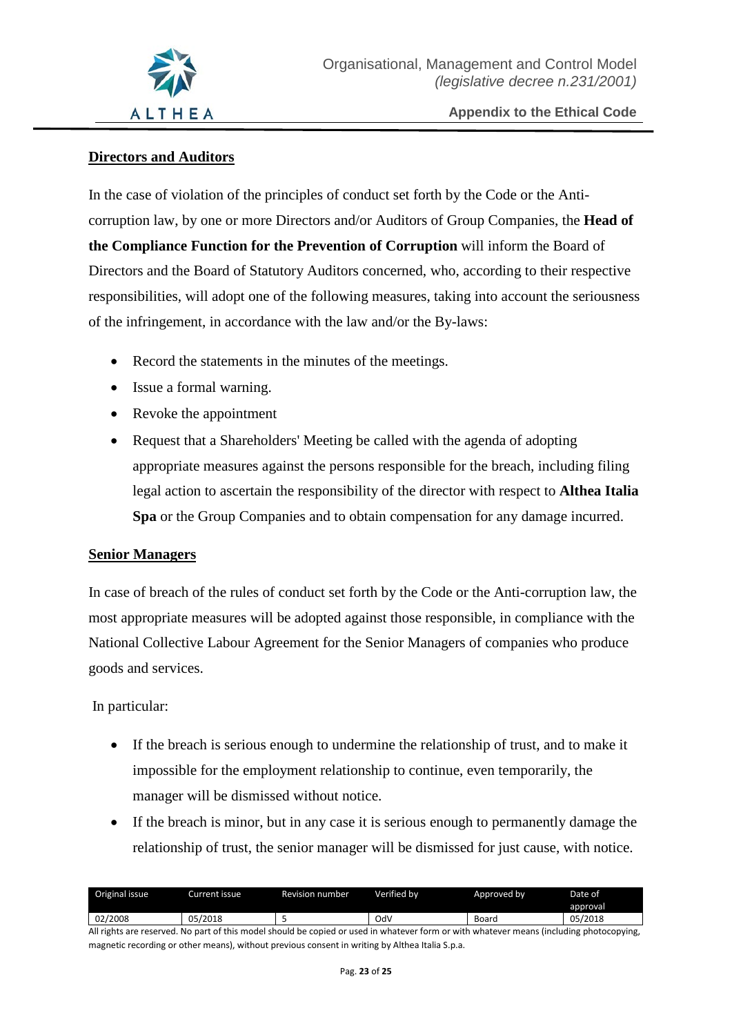**Directors and Auditors**

In the case of violation of the principles of conduct set forth by the Code or the Anti-corruption law, by one or more Directors and/or Auditors of Group Companies, the **Head of the Compliance Function for the Prevention of Corruption** will inform the Board of Directors and the Board of Statutory Auditors concerned, who, according to their respective responsibilities, will adopt one of the following measures, taking into account the seriousness of the infringement, in accordance with the law and/or the By-laws:

- Record the statements in the minutes of the meetings.
- Issue a formal warning.
- Revoke the appointment
- Request that a Shareholders' Meeting be called with the agenda of adopting appropriate measures against the persons responsible for the breach, including filing legal action to ascertain the responsibility of the director with respect to **Althea Italia Spa** or the Group Companies and to obtain compensation for any damage incurred.

**Senior Managers**

In case of breach of the rules of conduct set forth by the Code or the Anti-corruption law, the most appropriate measures will be adopted against those responsible, in compliance with the National Collective Labour Agreement for the Senior Managers of companies who produce goods and services.

In particular:

- If the breach is serious enough to undermine the relationship of trust, and to make it impossible for the employment relationship to continue, even temporarily, the manager will be dismissed without notice.
- If the breach is minor, but in any case it is serious enough to permanently damage the relationship of trust, the senior manager will be dismissed for just cause, with notice.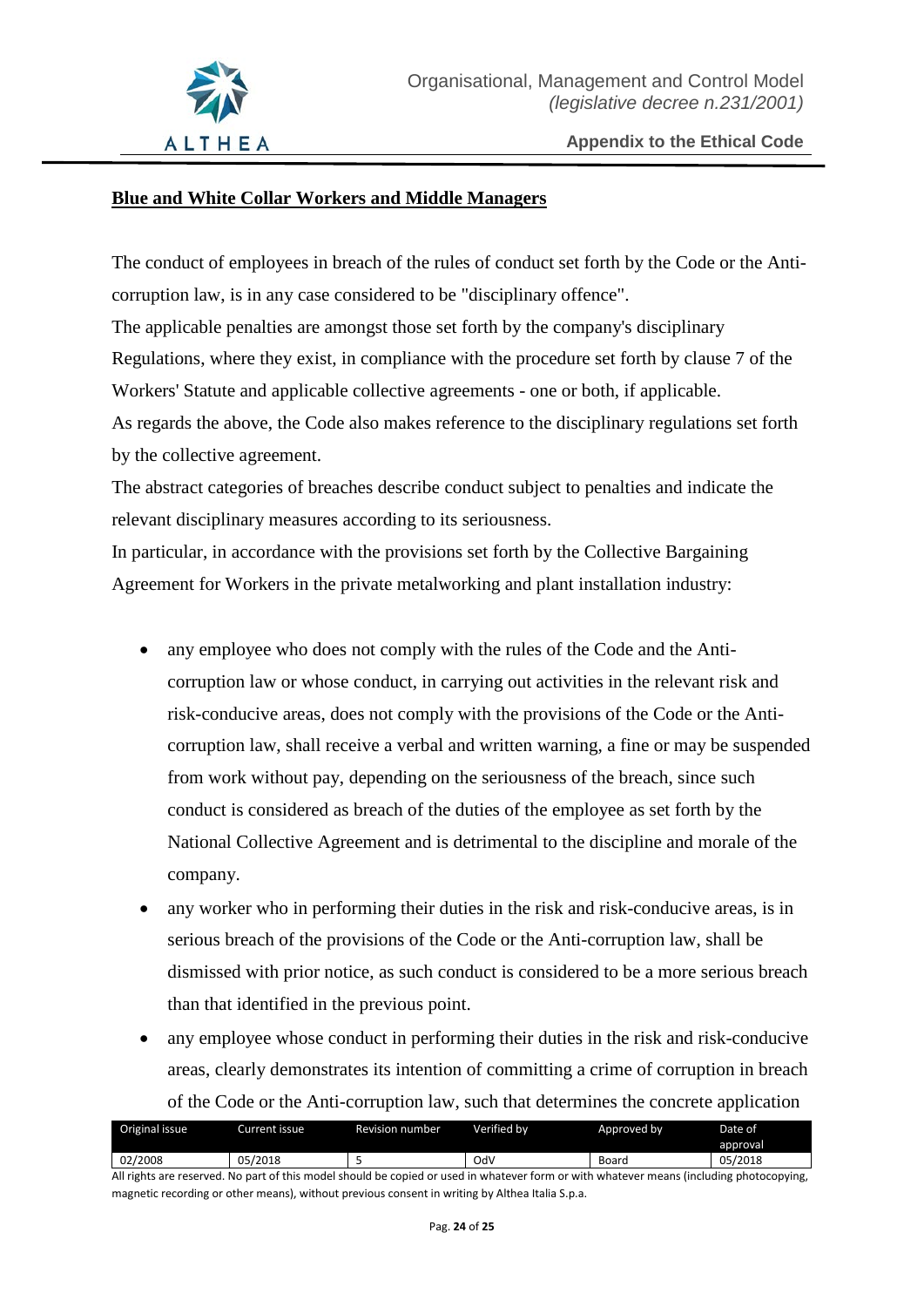**Blue and White Collar Workers and Middle Managers**

The conduct of employees in breach of the rules of conduct set forth by the Code or the Anti-corruption law, is in any case considered to be "disciplinary offence".
The applicable penalties are amongst those set forth by the company's disciplinary Regulations, where they exist, in compliance with the procedure set forth by clause 7 of the Workers' Statute and applicable collective agreements - one or both, if applicable.
As regards the above, the Code also makes reference to the disciplinary regulations set forth by the collective agreement.
The abstract categories of breaches describe conduct subject to penalties and indicate the relevant disciplinary measures according to its seriousness.
In particular, in accordance with the provisions set forth by the Collective Bargaining Agreement for Workers in the private metalworking and plant installation industry:

- any employee who does not comply with the rules of the Code and the Anti-corruption law or whose conduct, in carrying out activities in the relevant risk and risk-conducive areas, does not comply with the provisions of the Code or the Anti-corruption law, shall receive a verbal and written warning, a fine or may be suspended from work without pay, depending on the seriousness of the breach, since such conduct is considered as breach of the duties of the employee as set forth by the National Collective Agreement and is detrimental to the discipline and morale of the company.
- any worker who in performing their duties in the risk and risk-conducive areas, is in serious breach of the provisions of the Code or the Anti-corruption law, shall be dismissed with prior notice, as such conduct is considered to be a more serious breach than that identified in the previous point.
- any employee whose conduct in performing their duties in the risk and risk-conducive areas, clearly demonstrates its intention of committing a crime of corruption in breach of the Code or the Anti-corruption law, such that determines the concrete application

| Original issue | Current issue | Revision number | Verified by | Approved by | Date of approval |
|---|---|---|---|---|---|
| 02/2008 | 05/2018 | 5 | OdV | Board | 05/2018 |

All rights are reserved. No part of this model should be copied or used in whatever form or with whatever means (including photocopying, magnetic recording or other means), without previous consent in writing by Althea Italia S.p.a.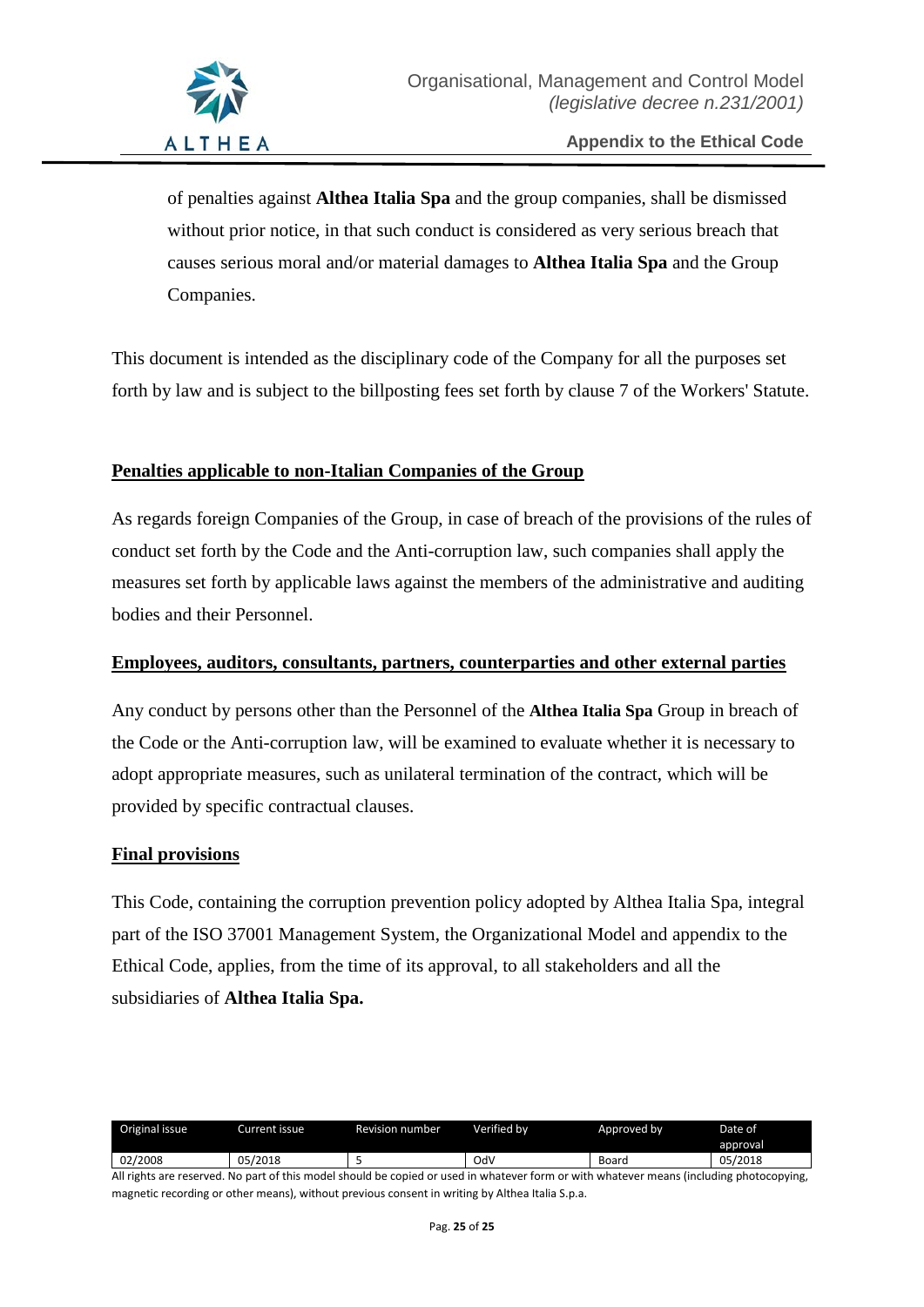of penalties against **Althea Italia Spa** and the group companies, shall be dismissed without prior notice, in that such conduct is considered as very serious breach that causes serious moral and/or material damages to **Althea Italia Spa** and the Group Companies.

This document is intended as the disciplinary code of the Company for all the purposes set forth by law and is subject to the billposting fees set forth by clause 7 of the Workers' Statute.

**Penalties applicable to non-Italian Companies of the Group**

As regards foreign Companies of the Group, in case of breach of the provisions of the rules of conduct set forth by the Code and the Anti-corruption law, such companies shall apply the measures set forth by applicable laws against the members of the administrative and auditing bodies and their Personnel.

**Employees, auditors, consultants, partners, counterparties and other external parties**

Any conduct by persons other than the Personnel of the **Althea Italia Spa** Group in breach of the Code or the Anti-corruption law, will be examined to evaluate whether it is necessary to adopt appropriate measures, such as unilateral termination of the contract, which will be provided by specific contractual clauses.

**Final provisions**

This Code, containing the corruption prevention policy adopted by Althea Italia Spa, integral part of the ISO 37001 Management System, the Organizational Model and appendix to the Ethical Code, applies, from the time of its approval, to all stakeholders and all the subsidiaries of **Althea Italia Spa.**